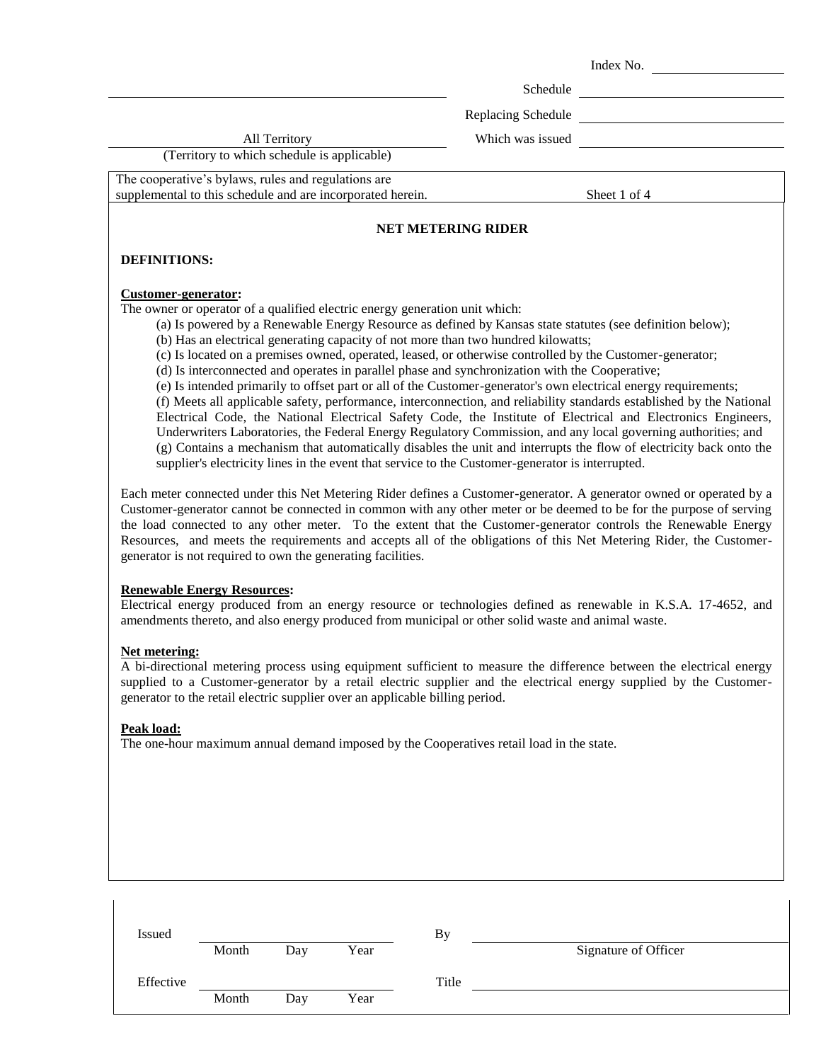Index No. ____________

Schedule ____________

Replacing Schedule ____________

Which was issued ____________

All Territory
(Territory to which schedule is applicable)

The cooperative's bylaws, rules and regulations are supplemental to this schedule and are incorporated herein.

Sheet 1 of 4

## NET METERING RIDER

### DEFINITIONS:

**Customer-generator:**

The owner or operator of a qualified electric energy generation unit which:

(a) Is powered by a Renewable Energy Resource as defined by Kansas state statutes (see definition below);
(b) Has an electrical generating capacity of not more than two hundred kilowatts;
(c) Is located on a premises owned, operated, leased, or otherwise controlled by the Customer-generator;
(d) Is interconnected and operates in parallel phase and synchronization with the Cooperative;
(e) Is intended primarily to offset part or all of the Customer-generator's own electrical energy requirements;
(f) Meets all applicable safety, performance, interconnection, and reliability standards established by the National Electrical Code, the National Electrical Safety Code, the Institute of Electrical and Electronics Engineers, Underwriters Laboratories, the Federal Energy Regulatory Commission, and any local governing authorities; and
(g) Contains a mechanism that automatically disables the unit and interrupts the flow of electricity back onto the supplier's electricity lines in the event that service to the Customer-generator is interrupted.

Each meter connected under this Net Metering Rider defines a Customer-generator. A generator owned or operated by a Customer-generator cannot be connected in common with any other meter or be deemed to be for the purpose of serving the load connected to any other meter. To the extent that the Customer-generator controls the Renewable Energy Resources, and meets the requirements and accepts all of the obligations of this Net Metering Rider, the Customer-generator is not required to own the generating facilities.

**Renewable Energy Resources:**

Electrical energy produced from an energy resource or technologies defined as renewable in K.S.A. 17-4652, and amendments thereto, and also energy produced from municipal or other solid waste and animal waste.

**Net metering:**

A bi-directional metering process using equipment sufficient to measure the difference between the electrical energy supplied to a Customer-generator by a retail electric supplier and the electrical energy supplied by the Customer-generator to the retail electric supplier over an applicable billing period.

**Peak load:**

The one-hour maximum annual demand imposed by the Cooperatives retail load in the state.

| Issued | ____________ | By | ____________ |
|---|---|---|---|
| | Month Day Year | | Signature of Officer |
| Effective | ____________ | Title | ____________ |
| | Month Day Year | | |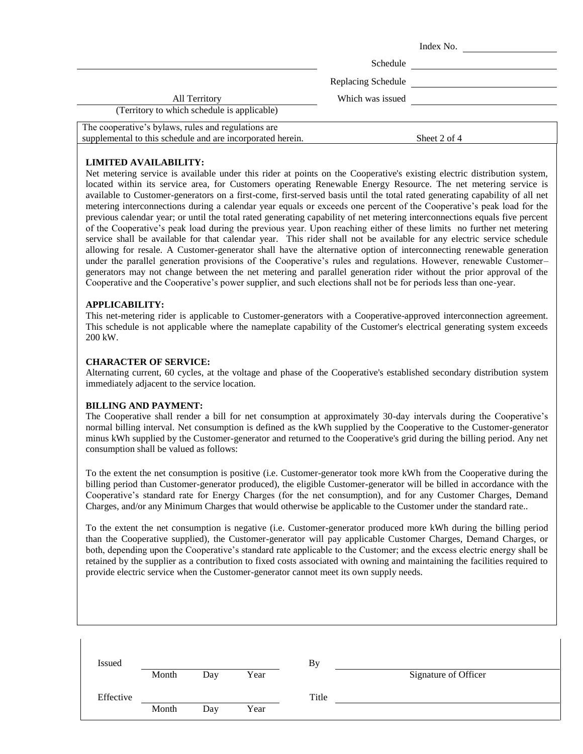Index No. \_\_\_\_\_\_\_\_

Schedule \_\_\_\_\_\_\_\_

Replacing Schedule \_\_\_\_\_\_\_\_

All Territory
(Territory to which schedule is applicable)

Which was issued \_\_\_\_\_\_\_\_

The cooperative's bylaws, rules and regulations are supplemental to this schedule and are incorporated herein.

**LIMITED AVAILABILITY:**

Net metering service is available under this rider at points on the Cooperative's existing electric distribution system, located within its service area, for Customers operating Renewable Energy Resource. The net metering service is available to Customer-generators on a first-come, first-served basis until the total rated generating capability of all net metering interconnections during a calendar year equals or exceeds one percent of the Cooperative's peak load for the previous calendar year; or until the total rated generating capability of net metering interconnections equals five percent of the Cooperative's peak load during the previous year. Upon reaching either of these limits no further net metering service shall be available for that calendar year. This rider shall not be available for any electric service schedule allowing for resale. A Customer-generator shall have the alternative option of interconnecting renewable generation under the parallel generation provisions of the Cooperative's rules and regulations. However, renewable Customer–generators may not change between the net metering and parallel generation rider without the prior approval of the Cooperative and the Cooperative's power supplier, and such elections shall not be for periods less than one-year.

**APPLICABILITY:**

This net-metering rider is applicable to Customer-generators with a Cooperative-approved interconnection agreement. This schedule is not applicable where the nameplate capability of the Customer's electrical generating system exceeds 200 kW.

**CHARACTER OF SERVICE:**

Alternating current, 60 cycles, at the voltage and phase of the Cooperative's established secondary distribution system immediately adjacent to the service location.

**BILLING AND PAYMENT:**

The Cooperative shall render a bill for net consumption at approximately 30-day intervals during the Cooperative's normal billing interval. Net consumption is defined as the kWh supplied by the Cooperative to the Customer-generator minus kWh supplied by the Customer-generator and returned to the Cooperative's grid during the billing period. Any net consumption shall be valued as follows:

To the extent the net consumption is positive (i.e. Customer-generator took more kWh from the Cooperative during the billing period than Customer-generator produced), the eligible Customer-generator will be billed in accordance with the Cooperative's standard rate for Energy Charges (for the net consumption), and for any Customer Charges, Demand Charges, and/or any Minimum Charges that would otherwise be applicable to the Customer under the standard rate..

To the extent the net consumption is negative (i.e. Customer-generator produced more kWh during the billing period than the Cooperative supplied), the Customer-generator will pay applicable Customer Charges, Demand Charges, or both, depending upon the Cooperative's standard rate applicable to the Customer; and the excess electric energy shall be retained by the supplier as a contribution to fixed costs associated with owning and maintaining the facilities required to provide electric service when the Customer-generator cannot meet its own supply needs.

| Issued | \_\_\_\_ Month \_\_\_\_ Day \_\_\_\_ Year | By | \_\_\_\_\_\_\_\_ Signature of Officer |
|---|---|---|---|
| Effective | \_\_\_\_ Month \_\_\_\_ Day \_\_\_\_ Year | Title | \_\_\_\_\_\_\_\_ |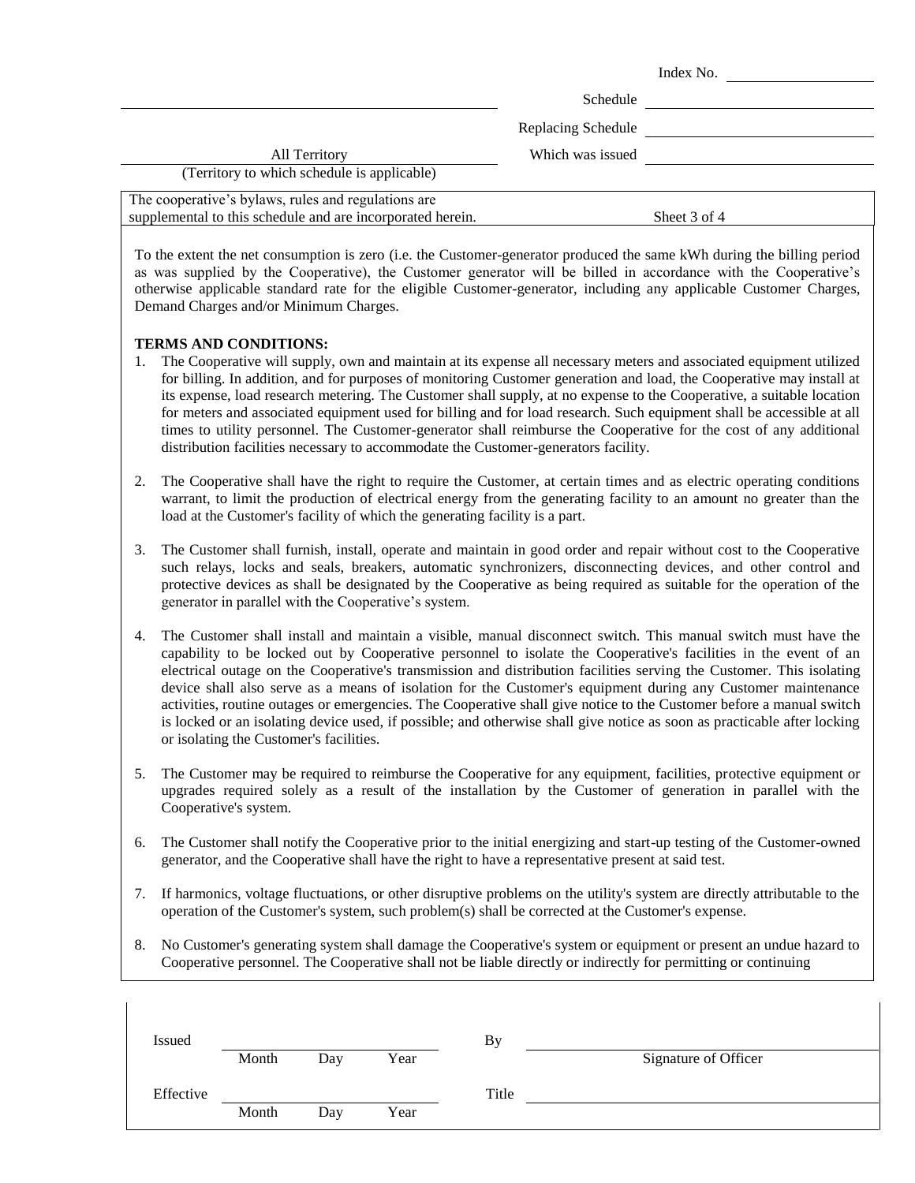| | |
|---|---|
| | Index No. |
| | Schedule |
| | Replacing Schedule |
| All Territory | Which was issued |
| (Territory to which schedule is applicable) | |

The cooperative's bylaws, rules and regulations are supplemental to this schedule and are incorporated herein.

Sheet 3 of 4

To the extent the net consumption is zero (i.e. the Customer-generator produced the same kWh during the billing period as was supplied by the Cooperative), the Customer generator will be billed in accordance with the Cooperative's otherwise applicable standard rate for the eligible Customer-generator, including any applicable Customer Charges, Demand Charges and/or Minimum Charges.

**TERMS AND CONDITIONS:**

1. The Cooperative will supply, own and maintain at its expense all necessary meters and associated equipment utilized for billing. In addition, and for purposes of monitoring Customer generation and load, the Cooperative may install at its expense, load research metering. The Customer shall supply, at no expense to the Cooperative, a suitable location for meters and associated equipment used for billing and for load research. Such equipment shall be accessible at all times to utility personnel. The Customer-generator shall reimburse the Cooperative for the cost of any additional distribution facilities necessary to accommodate the Customer-generators facility.

2. The Cooperative shall have the right to require the Customer, at certain times and as electric operating conditions warrant, to limit the production of electrical energy from the generating facility to an amount no greater than the load at the Customer's facility of which the generating facility is a part.

3. The Customer shall furnish, install, operate and maintain in good order and repair without cost to the Cooperative such relays, locks and seals, breakers, automatic synchronizers, disconnecting devices, and other control and protective devices as shall be designated by the Cooperative as being required as suitable for the operation of the generator in parallel with the Cooperative's system.

4. The Customer shall install and maintain a visible, manual disconnect switch. This manual switch must have the capability to be locked out by Cooperative personnel to isolate the Cooperative's facilities in the event of an electrical outage on the Cooperative's transmission and distribution facilities serving the Customer. This isolating device shall also serve as a means of isolation for the Customer's equipment during any Customer maintenance activities, routine outages or emergencies. The Cooperative shall give notice to the Customer before a manual switch is locked or an isolating device used, if possible; and otherwise shall give notice as soon as practicable after locking or isolating the Customer's facilities.

5. The Customer may be required to reimburse the Cooperative for any equipment, facilities, protective equipment or upgrades required solely as a result of the installation by the Customer of generation in parallel with the Cooperative's system.

6. The Customer shall notify the Cooperative prior to the initial energizing and start-up testing of the Customer-owned generator, and the Cooperative shall have the right to have a representative present at said test.

7. If harmonics, voltage fluctuations, or other disruptive problems on the utility's system are directly attributable to the operation of the Customer's system, such problem(s) shall be corrected at the Customer's expense.

8. No Customer's generating system shall damage the Cooperative's system or equipment or present an undue hazard to Cooperative personnel. The Cooperative shall not be liable directly or indirectly for permitting or continuing

| | | | | | |
|---|---|---|---|---|---|
| Issued | | | | By | |
| | Month | Day | Year | | Signature of Officer |
| Effective | | | | Title | |
| | Month | Day | Year | | |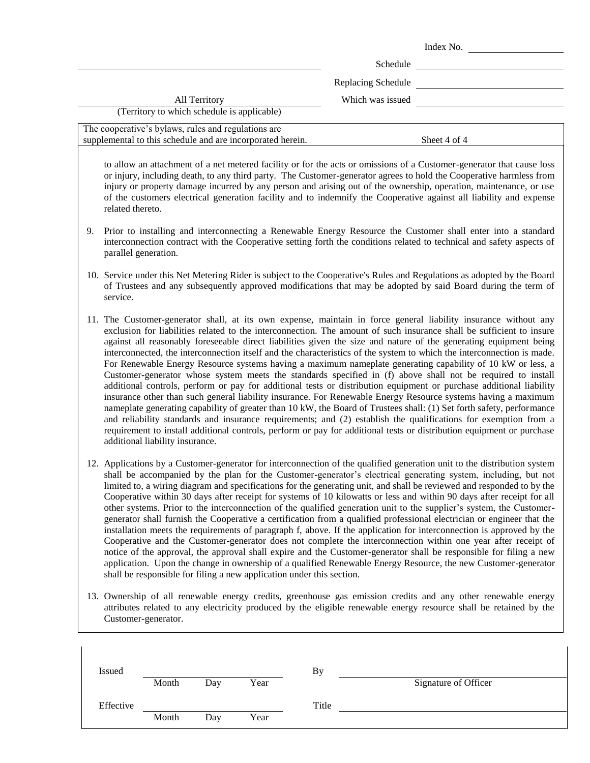Index No.

Schedule

Replacing Schedule

All Territory
(Territory to which schedule is applicable)

Which was issued

The cooperative's bylaws, rules and regulations are supplemental to this schedule and are incorporated herein.

to allow an attachment of a net metered facility or for the acts or omissions of a Customer-generator that cause loss or injury, including death, to any third party. The Customer-generator agrees to hold the Cooperative harmless from injury or property damage incurred by any person and arising out of the ownership, operation, maintenance, or use of the customers electrical generation facility and to indemnify the Cooperative against all liability and expense related thereto.

9. Prior to installing and interconnecting a Renewable Energy Resource the Customer shall enter into a standard interconnection contract with the Cooperative setting forth the conditions related to technical and safety aspects of parallel generation.

10. Service under this Net Metering Rider is subject to the Cooperative's Rules and Regulations as adopted by the Board of Trustees and any subsequently approved modifications that may be adopted by said Board during the term of service.

11. The Customer-generator shall, at its own expense, maintain in force general liability insurance without any exclusion for liabilities related to the interconnection. The amount of such insurance shall be sufficient to insure against all reasonably foreseeable direct liabilities given the size and nature of the generating equipment being interconnected, the interconnection itself and the characteristics of the system to which the interconnection is made. For Renewable Energy Resource systems having a maximum nameplate generating capability of 10 kW or less, a Customer-generator whose system meets the standards specified in (f) above shall not be required to install additional controls, perform or pay for additional tests or distribution equipment or purchase additional liability insurance other than such general liability insurance. For Renewable Energy Resource systems having a maximum nameplate generating capability of greater than 10 kW, the Board of Trustees shall: (1) Set forth safety, performance and reliability standards and insurance requirements; and (2) establish the qualifications for exemption from a requirement to install additional controls, perform or pay for additional tests or distribution equipment or purchase additional liability insurance.

12. Applications by a Customer-generator for interconnection of the qualified generation unit to the distribution system shall be accompanied by the plan for the Customer-generator's electrical generating system, including, but not limited to, a wiring diagram and specifications for the generating unit, and shall be reviewed and responded to by the Cooperative within 30 days after receipt for systems of 10 kilowatts or less and within 90 days after receipt for all other systems. Prior to the interconnection of the qualified generation unit to the supplier's system, the Customer-generator shall furnish the Cooperative a certification from a qualified professional electrician or engineer that the installation meets the requirements of paragraph f, above. If the application for interconnection is approved by the Cooperative and the Customer-generator does not complete the interconnection within one year after receipt of notice of the approval, the approval shall expire and the Customer-generator shall be responsible for filing a new application. Upon the change in ownership of a qualified Renewable Energy Resource, the new Customer-generator shall be responsible for filing a new application under this section.

13. Ownership of all renewable energy credits, greenhouse gas emission credits and any other renewable energy attributes related to any electricity produced by the eligible renewable energy resource shall be retained by the Customer-generator.

| | | | | | |
|---|---|---|---|---|---|
| Issued | Month | Day | Year | By | Signature of Officer |
| Effective | Month | Day | Year | Title | |